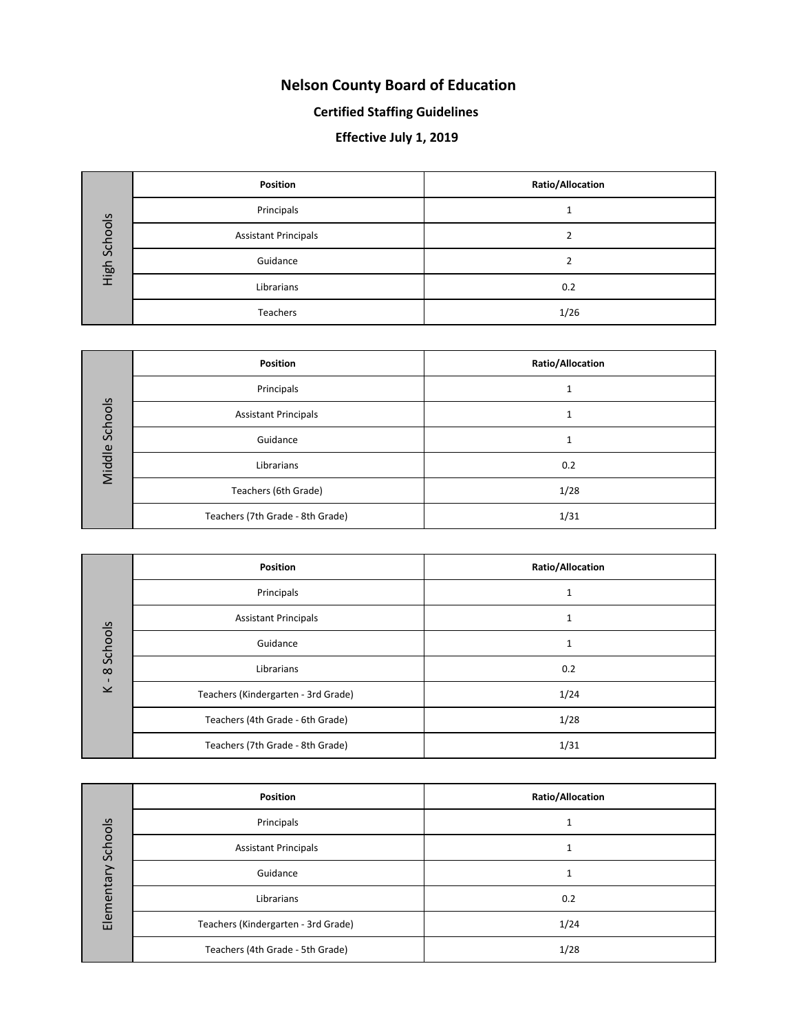# Nelson County Board of Education

## Certified Staffing Guidelines

## Effective July 1, 2019

| High Schools | Position | Ratio/Allocation |
|---|---|---|
| | Principals | 1 |
| | Assistant Principals | 2 |
| | Guidance | 2 |
| | Librarians | 0.2 |
| | Teachers | 1/26 |

| Middle Schools | Position | Ratio/Allocation |
|---|---|---|
| | Principals | 1 |
| | Assistant Principals | 1 |
| | Guidance | 1 |
| | Librarians | 0.2 |
| | Teachers (6th Grade) | 1/28 |
| | Teachers (7th Grade - 8th Grade) | 1/31 |

| K - 8 Schools | Position | Ratio/Allocation |
|---|---|---|
| | Principals | 1 |
| | Assistant Principals | 1 |
| | Guidance | 1 |
| | Librarians | 0.2 |
| | Teachers (Kindergarten - 3rd Grade) | 1/24 |
| | Teachers (4th Grade - 6th Grade) | 1/28 |
| | Teachers (7th Grade - 8th Grade) | 1/31 |

| Elementary Schools | Position | Ratio/Allocation |
|---|---|---|
| | Principals | 1 |
| | Assistant Principals | 1 |
| | Guidance | 1 |
| | Librarians | 0.2 |
| | Teachers (Kindergarten - 3rd Grade) | 1/24 |
| | Teachers (4th Grade - 5th Grade) | 1/28 |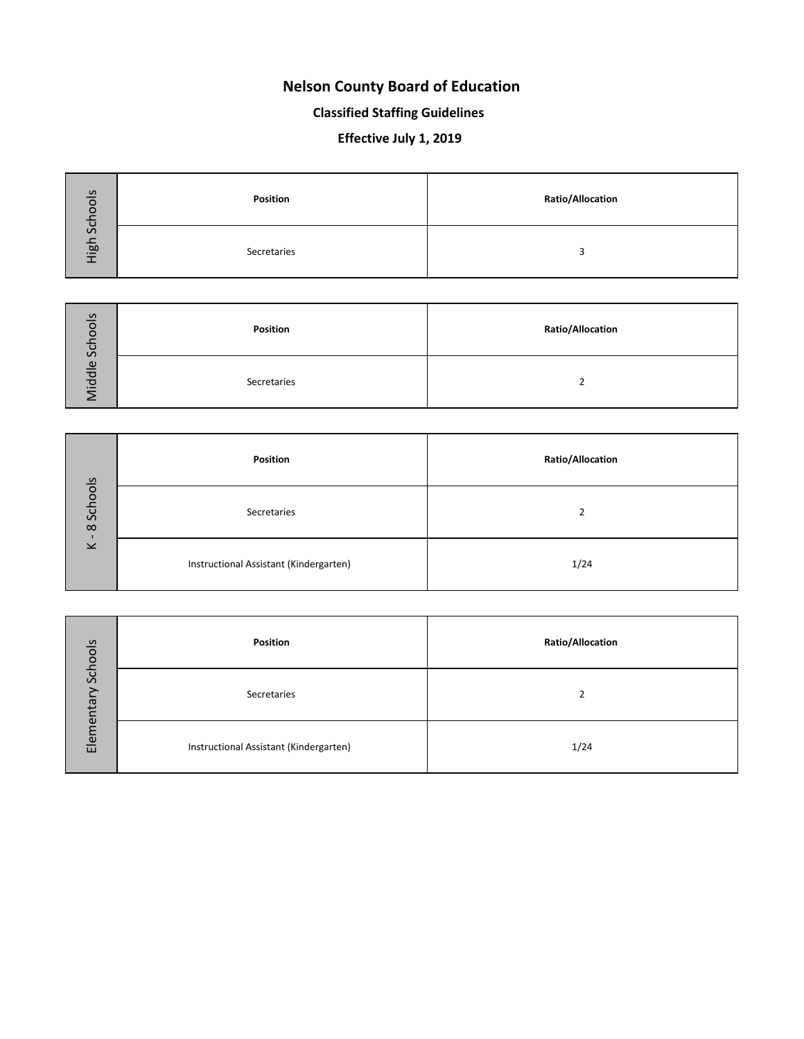# Nelson County Board of Education

## Classified Staffing Guidelines

## Effective July 1, 2019

| High Schools | Position | Ratio/Allocation |
|---|---|---|
| | Secretaries | 3 |

| Middle Schools | Position | Ratio/Allocation |
|---|---|---|
| | Secretaries | 2 |

| K - 8 Schools | Position | Ratio/Allocation |
|---|---|---|
| | Secretaries | 2 |
| | Instructional Assistant (Kindergarten) | 1/24 |

| Elementary Schools | Position | Ratio/Allocation |
|---|---|---|
| | Secretaries | 2 |
| | Instructional Assistant (Kindergarten) | 1/24 |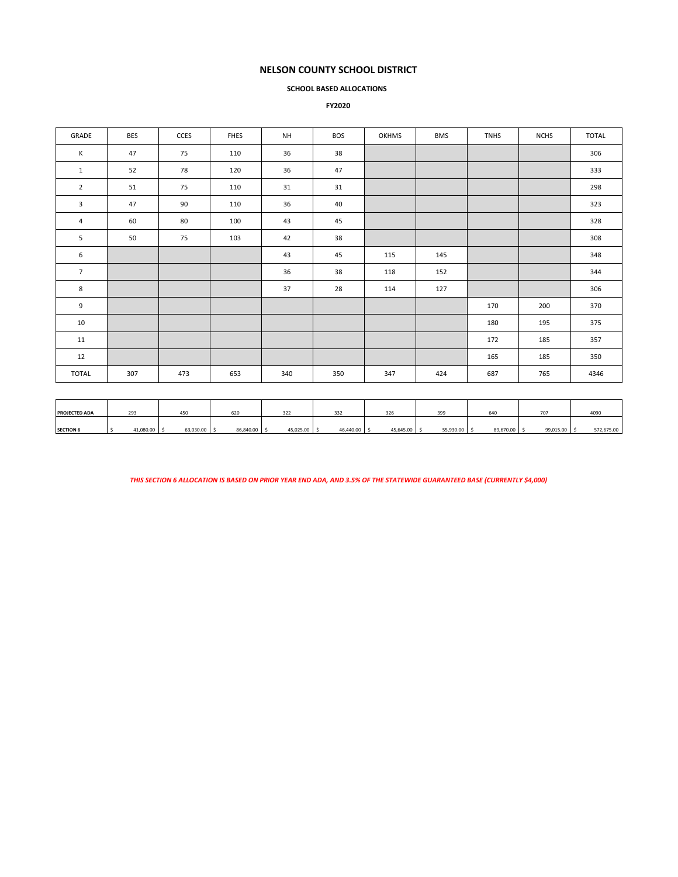# NELSON COUNTY SCHOOL DISTRICT

**SCHOOL BASED ALLOCATIONS**

**FY2020**

| GRADE | BES | CCES | FHES | NH | BOS | OKHMS | BMS | TNHS | NCHS | TOTAL |
|---|---|---|---|---|---|---|---|---|---|---|
| K | 47 | 75 | 110 | 36 | 38 | | | | | 306 |
| 1 | 52 | 78 | 120 | 36 | 47 | | | | | 333 |
| 2 | 51 | 75 | 110 | 31 | 31 | | | | | 298 |
| 3 | 47 | 90 | 110 | 36 | 40 | | | | | 323 |
| 4 | 60 | 80 | 100 | 43 | 45 | | | | | 328 |
| 5 | 50 | 75 | 103 | 42 | 38 | | | | | 308 |
| 6 | | | | 43 | 45 | 115 | 145 | | | 348 |
| 7 | | | | 36 | 38 | 118 | 152 | | | 344 |
| 8 | | | | 37 | 28 | 114 | 127 | | | 306 |
| 9 | | | | | | | | 170 | 200 | 370 |
| 10 | | | | | | | | 180 | 195 | 375 |
| 11 | | | | | | | | 172 | 185 | 357 |
| 12 | | | | | | | | 165 | 185 | 350 |
| TOTAL | 307 | 473 | 653 | 340 | 350 | 347 | 424 | 687 | 765 | 4346 |

| | | | | | | | | | | |
|---|---|---|---|---|---|---|---|---|---|---|
| **PROJECTED ADA** | 293 | 450 | 620 | 322 | 332 | 326 | 399 | 640 | 707 | 4090 |
| **SECTION 6** | $ 41,080.00 | $ 63,030.00 | $ 86,840.00 | $ 45,025.00 | $ 46,440.00 | $ 45,645.00 | $ 55,930.00 | $ 89,670.00 | $ 99,015.00 | $ 572,675.00 |

***THIS SECTION 6 ALLOCATION IS BASED ON PRIOR YEAR END ADA, AND 3.5% OF THE STATEWIDE GUARANTEED BASE (CURRENTLY $4,000)***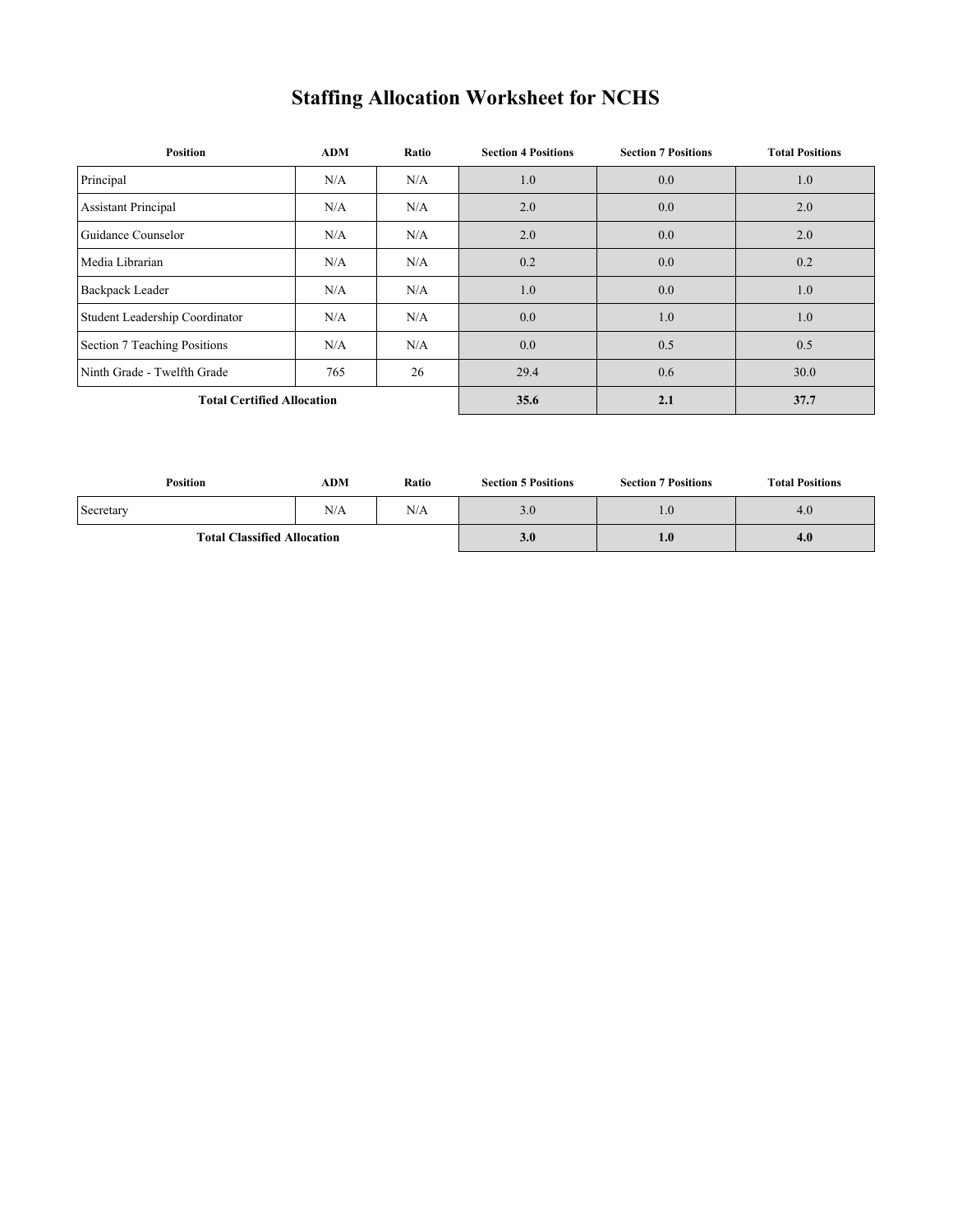# Staffing Allocation Worksheet for NCHS

| Position | ADM | Ratio | Section 4 Positions | Section 7 Positions | Total Positions |
|---|---|---|---|---|---|
| Principal | N/A | N/A | 1.0 | 0.0 | 1.0 |
| Assistant Principal | N/A | N/A | 2.0 | 0.0 | 2.0 |
| Guidance Counselor | N/A | N/A | 2.0 | 0.0 | 2.0 |
| Media Librarian | N/A | N/A | 0.2 | 0.0 | 0.2 |
| Backpack Leader | N/A | N/A | 1.0 | 0.0 | 1.0 |
| Student Leadership Coordinator | N/A | N/A | 0.0 | 1.0 | 1.0 |
| Section 7 Teaching Positions | N/A | N/A | 0.0 | 0.5 | 0.5 |
| Ninth Grade - Twelfth Grade | 765 | 26 | 29.4 | 0.6 | 30.0 |
| **Total Certified Allocation** | | | **35.6** | **2.1** | **37.7** |

| Position | ADM | Ratio | Section 5 Positions | Section 7 Positions | Total Positions |
|---|---|---|---|---|---|
| Secretary | N/A | N/A | 3.0 | 1.0 | 4.0 |
| **Total Classified Allocation** | | | **3.0** | **1.0** | **4.0** |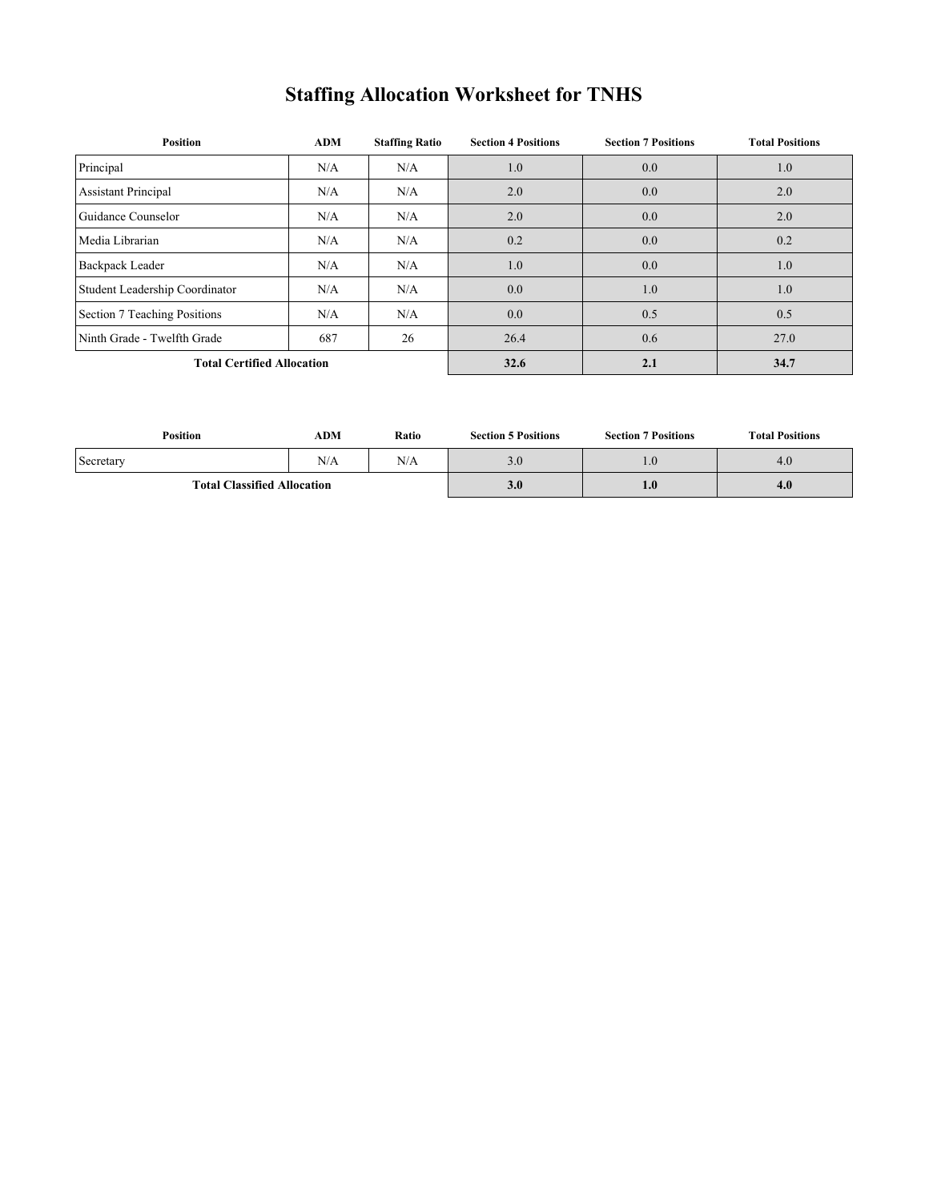# Staffing Allocation Worksheet for TNHS

| Position | ADM | Staffing Ratio | Section 4 Positions | Section 7 Positions | Total Positions |
|---|---|---|---|---|---|
| Principal | N/A | N/A | 1.0 | 0.0 | 1.0 |
| Assistant Principal | N/A | N/A | 2.0 | 0.0 | 2.0 |
| Guidance Counselor | N/A | N/A | 2.0 | 0.0 | 2.0 |
| Media Librarian | N/A | N/A | 0.2 | 0.0 | 0.2 |
| Backpack Leader | N/A | N/A | 1.0 | 0.0 | 1.0 |
| Student Leadership Coordinator | N/A | N/A | 0.0 | 1.0 | 1.0 |
| Section 7 Teaching Positions | N/A | N/A | 0.0 | 0.5 | 0.5 |
| Ninth Grade - Twelfth Grade | 687 | 26 | 26.4 | 0.6 | 27.0 |
| **Total Certified Allocation** | | | **32.6** | **2.1** | **34.7** |

| Position | ADM | Ratio | Section 5 Positions | Section 7 Positions | Total Positions |
|---|---|---|---|---|---|
| Secretary | N/A | N/A | 3.0 | 1.0 | 4.0 |
| **Total Classified Allocation** | | | **3.0** | **1.0** | **4.0** |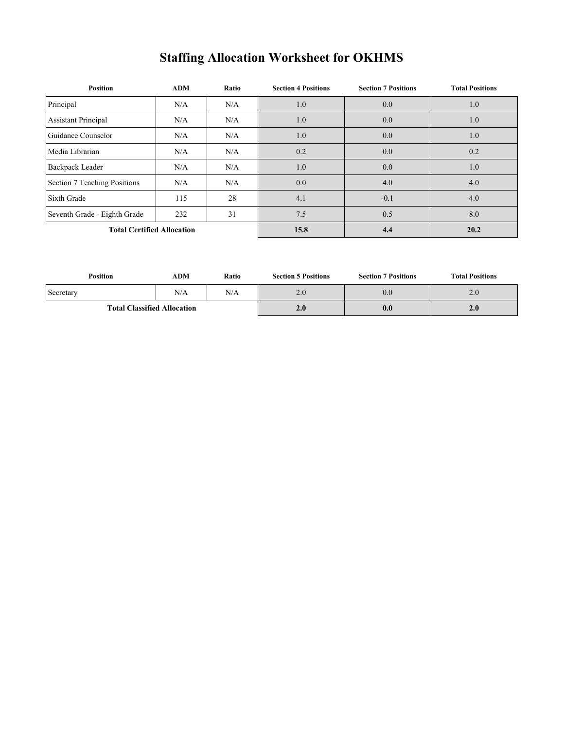# Staffing Allocation Worksheet for OKHMS

| Position | ADM | Ratio | Section 4 Positions | Section 7 Positions | Total Positions |
|---|---|---|---|---|---|
| Principal | N/A | N/A | 1.0 | 0.0 | 1.0 |
| Assistant Principal | N/A | N/A | 1.0 | 0.0 | 1.0 |
| Guidance Counselor | N/A | N/A | 1.0 | 0.0 | 1.0 |
| Media Librarian | N/A | N/A | 0.2 | 0.0 | 0.2 |
| Backpack Leader | N/A | N/A | 1.0 | 0.0 | 1.0 |
| Section 7 Teaching Positions | N/A | N/A | 0.0 | 4.0 | 4.0 |
| Sixth Grade | 115 | 28 | 4.1 | -0.1 | 4.0 |
| Seventh Grade - Eighth Grade | 232 | 31 | 7.5 | 0.5 | 8.0 |
| **Total Certified Allocation** | | | **15.8** | **4.4** | **20.2** |

| Position | ADM | Ratio | Section 5 Positions | Section 7 Positions | Total Positions |
|---|---|---|---|---|---|
| Secretary | N/A | N/A | 2.0 | 0.0 | 2.0 |
| **Total Classified Allocation** | | | **2.0** | **0.0** | **2.0** |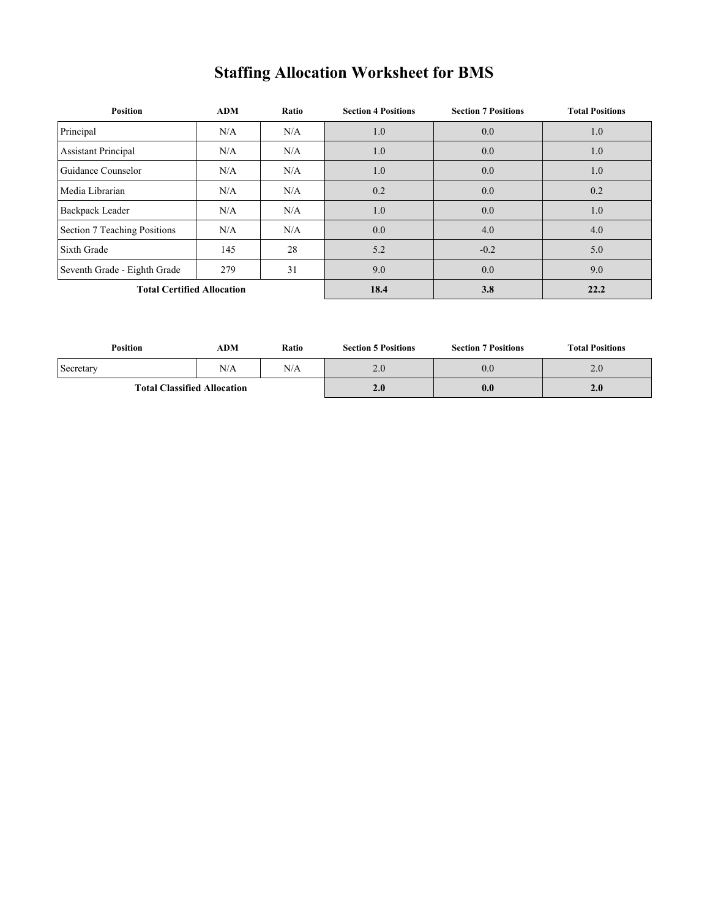# Staffing Allocation Worksheet for BMS

| Position | ADM | Ratio | Section 4 Positions | Section 7 Positions | Total Positions |
|---|---|---|---|---|---|
| Principal | N/A | N/A | 1.0 | 0.0 | 1.0 |
| Assistant Principal | N/A | N/A | 1.0 | 0.0 | 1.0 |
| Guidance Counselor | N/A | N/A | 1.0 | 0.0 | 1.0 |
| Media Librarian | N/A | N/A | 0.2 | 0.0 | 0.2 |
| Backpack Leader | N/A | N/A | 1.0 | 0.0 | 1.0 |
| Section 7 Teaching Positions | N/A | N/A | 0.0 | 4.0 | 4.0 |
| Sixth Grade | 145 | 28 | 5.2 | -0.2 | 5.0 |
| Seventh Grade - Eighth Grade | 279 | 31 | 9.0 | 0.0 | 9.0 |
| **Total Certified Allocation** | | | **18.4** | **3.8** | **22.2** |

| Position | ADM | Ratio | Section 5 Positions | Section 7 Positions | Total Positions |
|---|---|---|---|---|---|
| Secretary | N/A | N/A | 2.0 | 0.0 | 2.0 |
| **Total Classified Allocation** | | | **2.0** | **0.0** | **2.0** |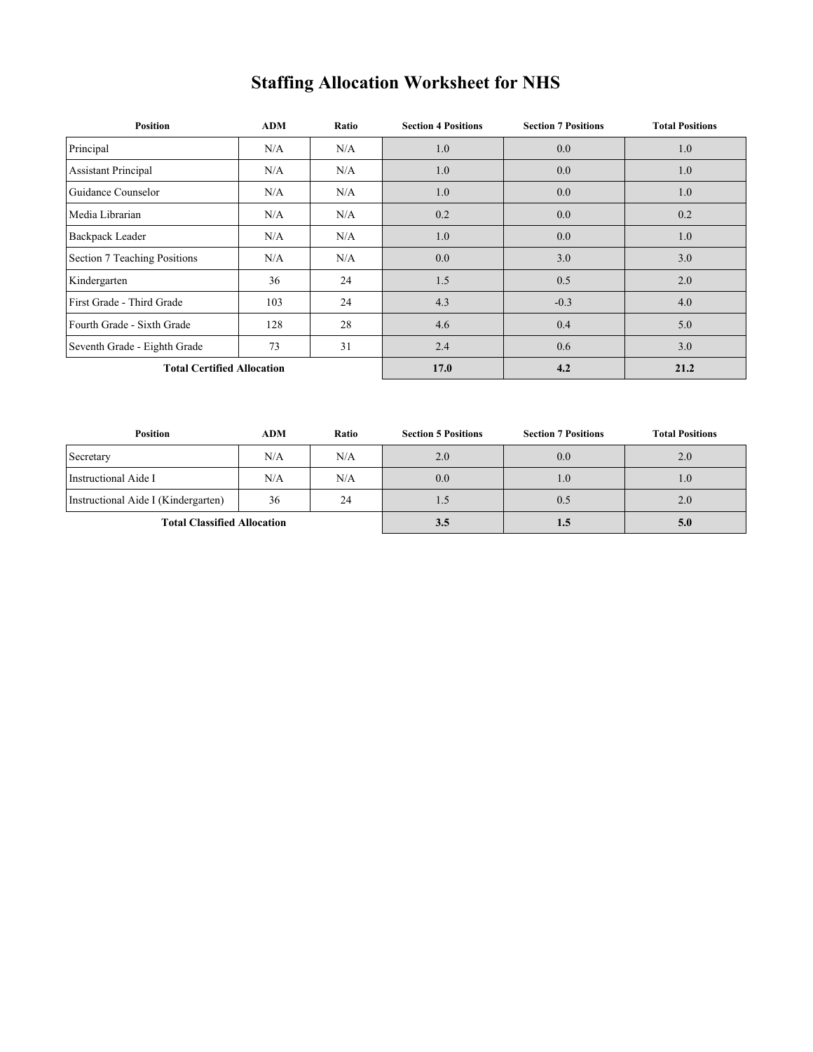# Staffing Allocation Worksheet for NHS

| Position | ADM | Ratio | Section 4 Positions | Section 7 Positions | Total Positions |
|---|---|---|---|---|---|
| Principal | N/A | N/A | 1.0 | 0.0 | 1.0 |
| Assistant Principal | N/A | N/A | 1.0 | 0.0 | 1.0 |
| Guidance Counselor | N/A | N/A | 1.0 | 0.0 | 1.0 |
| Media Librarian | N/A | N/A | 0.2 | 0.0 | 0.2 |
| Backpack Leader | N/A | N/A | 1.0 | 0.0 | 1.0 |
| Section 7 Teaching Positions | N/A | N/A | 0.0 | 3.0 | 3.0 |
| Kindergarten | 36 | 24 | 1.5 | 0.5 | 2.0 |
| First Grade - Third Grade | 103 | 24 | 4.3 | -0.3 | 4.0 |
| Fourth Grade - Sixth Grade | 128 | 28 | 4.6 | 0.4 | 5.0 |
| Seventh Grade - Eighth Grade | 73 | 31 | 2.4 | 0.6 | 3.0 |
| **Total Certified Allocation** | | | **17.0** | **4.2** | **21.2** |

| Position | ADM | Ratio | Section 5 Positions | Section 7 Positions | Total Positions |
|---|---|---|---|---|---|
| Secretary | N/A | N/A | 2.0 | 0.0 | 2.0 |
| Instructional Aide I | N/A | N/A | 0.0 | 1.0 | 1.0 |
| Instructional Aide I (Kindergarten) | 36 | 24 | 1.5 | 0.5 | 2.0 |
| **Total Classified Allocation** | | | **3.5** | **1.5** | **5.0** |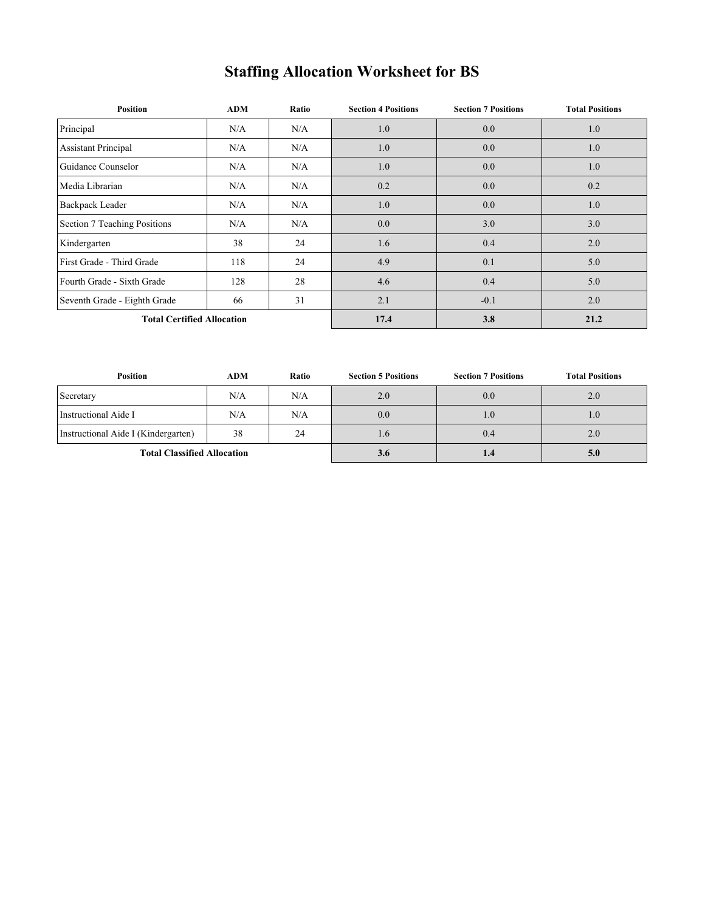# Staffing Allocation Worksheet for BS

| Position | ADM | Ratio | Section 4 Positions | Section 7 Positions | Total Positions |
|---|---|---|---|---|---|
| Principal | N/A | N/A | 1.0 | 0.0 | 1.0 |
| Assistant Principal | N/A | N/A | 1.0 | 0.0 | 1.0 |
| Guidance Counselor | N/A | N/A | 1.0 | 0.0 | 1.0 |
| Media Librarian | N/A | N/A | 0.2 | 0.0 | 0.2 |
| Backpack Leader | N/A | N/A | 1.0 | 0.0 | 1.0 |
| Section 7 Teaching Positions | N/A | N/A | 0.0 | 3.0 | 3.0 |
| Kindergarten | 38 | 24 | 1.6 | 0.4 | 2.0 |
| First Grade - Third Grade | 118 | 24 | 4.9 | 0.1 | 5.0 |
| Fourth Grade - Sixth Grade | 128 | 28 | 4.6 | 0.4 | 5.0 |
| Seventh Grade - Eighth Grade | 66 | 31 | 2.1 | -0.1 | 2.0 |
| **Total Certified Allocation** | | | **17.4** | **3.8** | **21.2** |

| Position | ADM | Ratio | Section 5 Positions | Section 7 Positions | Total Positions |
|---|---|---|---|---|---|
| Secretary | N/A | N/A | 2.0 | 0.0 | 2.0 |
| Instructional Aide I | N/A | N/A | 0.0 | 1.0 | 1.0 |
| Instructional Aide I (Kindergarten) | 38 | 24 | 1.6 | 0.4 | 2.0 |
| **Total Classified Allocation** | | | **3.6** | **1.4** | **5.0** |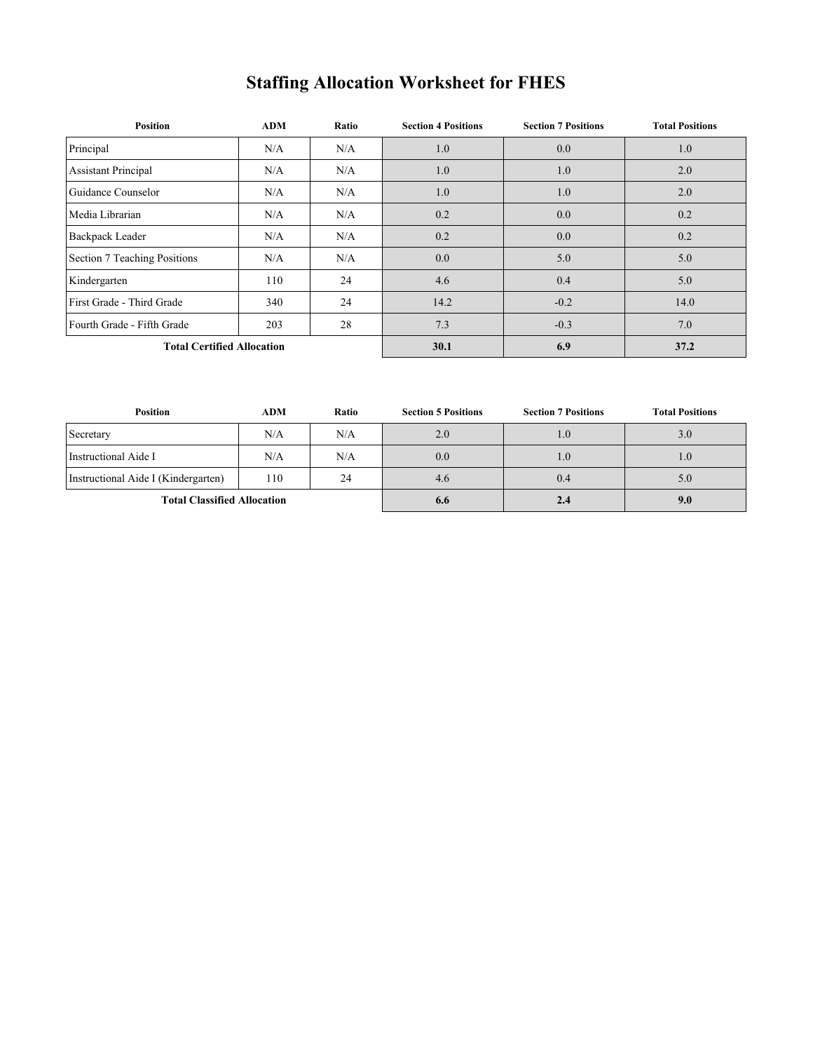# Staffing Allocation Worksheet for FHES

| Position | ADM | Ratio | Section 4 Positions | Section 7 Positions | Total Positions |
|---|---|---|---|---|---|
| Principal | N/A | N/A | 1.0 | 0.0 | 1.0 |
| Assistant Principal | N/A | N/A | 1.0 | 1.0 | 2.0 |
| Guidance Counselor | N/A | N/A | 1.0 | 1.0 | 2.0 |
| Media Librarian | N/A | N/A | 0.2 | 0.0 | 0.2 |
| Backpack Leader | N/A | N/A | 0.2 | 0.0 | 0.2 |
| Section 7 Teaching Positions | N/A | N/A | 0.0 | 5.0 | 5.0 |
| Kindergarten | 110 | 24 | 4.6 | 0.4 | 5.0 |
| First Grade - Third Grade | 340 | 24 | 14.2 | -0.2 | 14.0 |
| Fourth Grade - Fifth Grade | 203 | 28 | 7.3 | -0.3 | 7.0 |
| **Total Certified Allocation** | | | **30.1** | **6.9** | **37.2** |

| Position | ADM | Ratio | Section 5 Positions | Section 7 Positions | Total Positions |
|---|---|---|---|---|---|
| Secretary | N/A | N/A | 2.0 | 1.0 | 3.0 |
| Instructional Aide I | N/A | N/A | 0.0 | 1.0 | 1.0 |
| Instructional Aide I (Kindergarten) | 110 | 24 | 4.6 | 0.4 | 5.0 |
| **Total Classified Allocation** | | | **6.6** | **2.4** | **9.0** |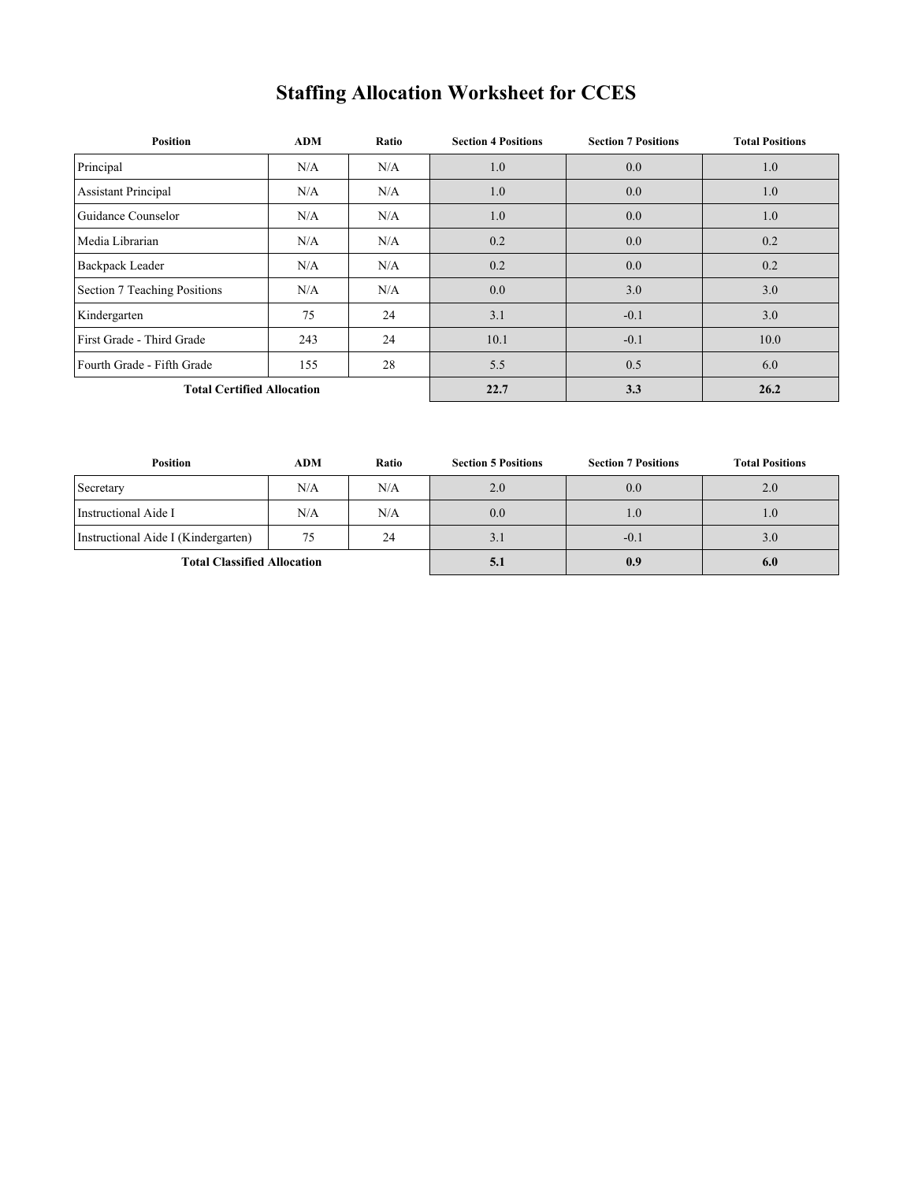# Staffing Allocation Worksheet for CCES

| Position | ADM | Ratio | Section 4 Positions | Section 7 Positions | Total Positions |
|---|---|---|---|---|---|
| Principal | N/A | N/A | 1.0 | 0.0 | 1.0 |
| Assistant Principal | N/A | N/A | 1.0 | 0.0 | 1.0 |
| Guidance Counselor | N/A | N/A | 1.0 | 0.0 | 1.0 |
| Media Librarian | N/A | N/A | 0.2 | 0.0 | 0.2 |
| Backpack Leader | N/A | N/A | 0.2 | 0.0 | 0.2 |
| Section 7 Teaching Positions | N/A | N/A | 0.0 | 3.0 | 3.0 |
| Kindergarten | 75 | 24 | 3.1 | -0.1 | 3.0 |
| First Grade - Third Grade | 243 | 24 | 10.1 | -0.1 | 10.0 |
| Fourth Grade - Fifth Grade | 155 | 28 | 5.5 | 0.5 | 6.0 |
| **Total Certified Allocation** | | | **22.7** | **3.3** | **26.2** |

| Position | ADM | Ratio | Section 5 Positions | Section 7 Positions | Total Positions |
|---|---|---|---|---|---|
| Secretary | N/A | N/A | 2.0 | 0.0 | 2.0 |
| Instructional Aide I | N/A | N/A | 0.0 | 1.0 | 1.0 |
| Instructional Aide I (Kindergarten) | 75 | 24 | 3.1 | -0.1 | 3.0 |
| **Total Classified Allocation** | | | **5.1** | **0.9** | **6.0** |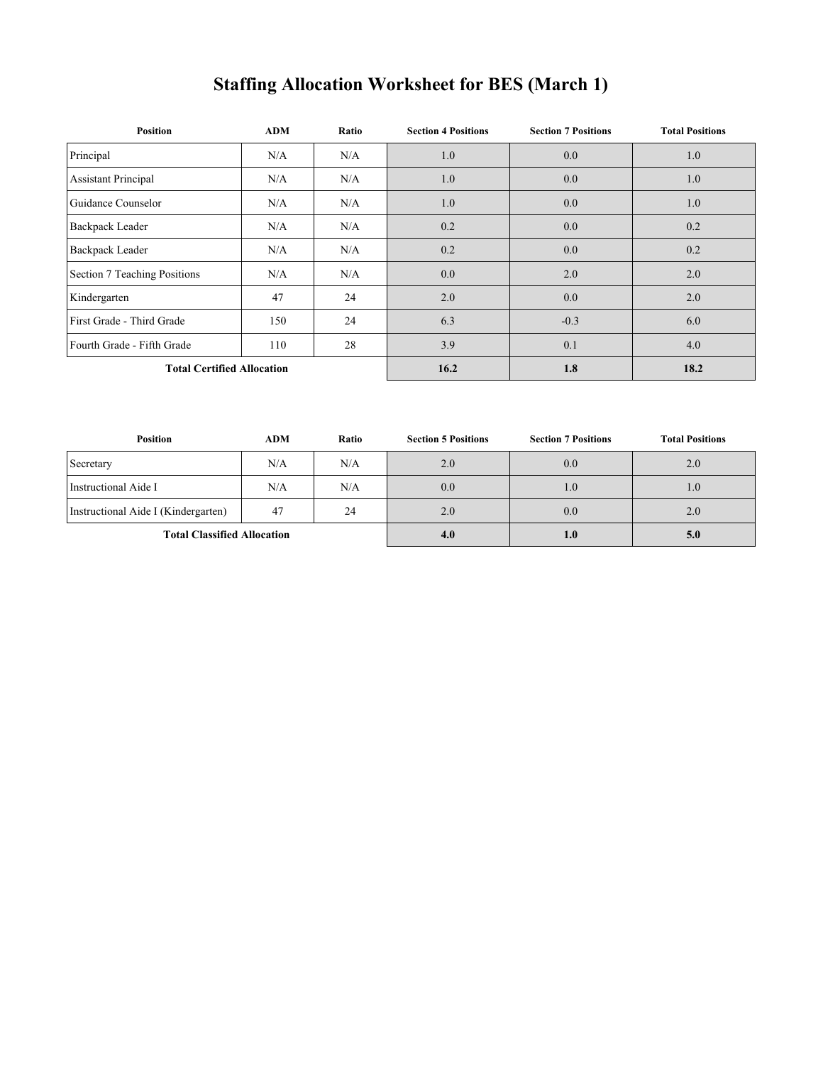# Staffing Allocation Worksheet for BES (March 1)

| Position | ADM | Ratio | Section 4 Positions | Section 7 Positions | Total Positions |
|---|---|---|---|---|---|
| Principal | N/A | N/A | 1.0 | 0.0 | 1.0 |
| Assistant Principal | N/A | N/A | 1.0 | 0.0 | 1.0 |
| Guidance Counselor | N/A | N/A | 1.0 | 0.0 | 1.0 |
| Backpack Leader | N/A | N/A | 0.2 | 0.0 | 0.2 |
| Backpack Leader | N/A | N/A | 0.2 | 0.0 | 0.2 |
| Section 7 Teaching Positions | N/A | N/A | 0.0 | 2.0 | 2.0 |
| Kindergarten | 47 | 24 | 2.0 | 0.0 | 2.0 |
| First Grade - Third Grade | 150 | 24 | 6.3 | -0.3 | 6.0 |
| Fourth Grade - Fifth Grade | 110 | 28 | 3.9 | 0.1 | 4.0 |
| **Total Certified Allocation** | | | **16.2** | **1.8** | **18.2** |

| Position | ADM | Ratio | Section 5 Positions | Section 7 Positions | Total Positions |
|---|---|---|---|---|---|
| Secretary | N/A | N/A | 2.0 | 0.0 | 2.0 |
| Instructional Aide I | N/A | N/A | 0.0 | 1.0 | 1.0 |
| Instructional Aide I (Kindergarten) | 47 | 24 | 2.0 | 0.0 | 2.0 |
| **Total Classified Allocation** | | | **4.0** | **1.0** | **5.0** |